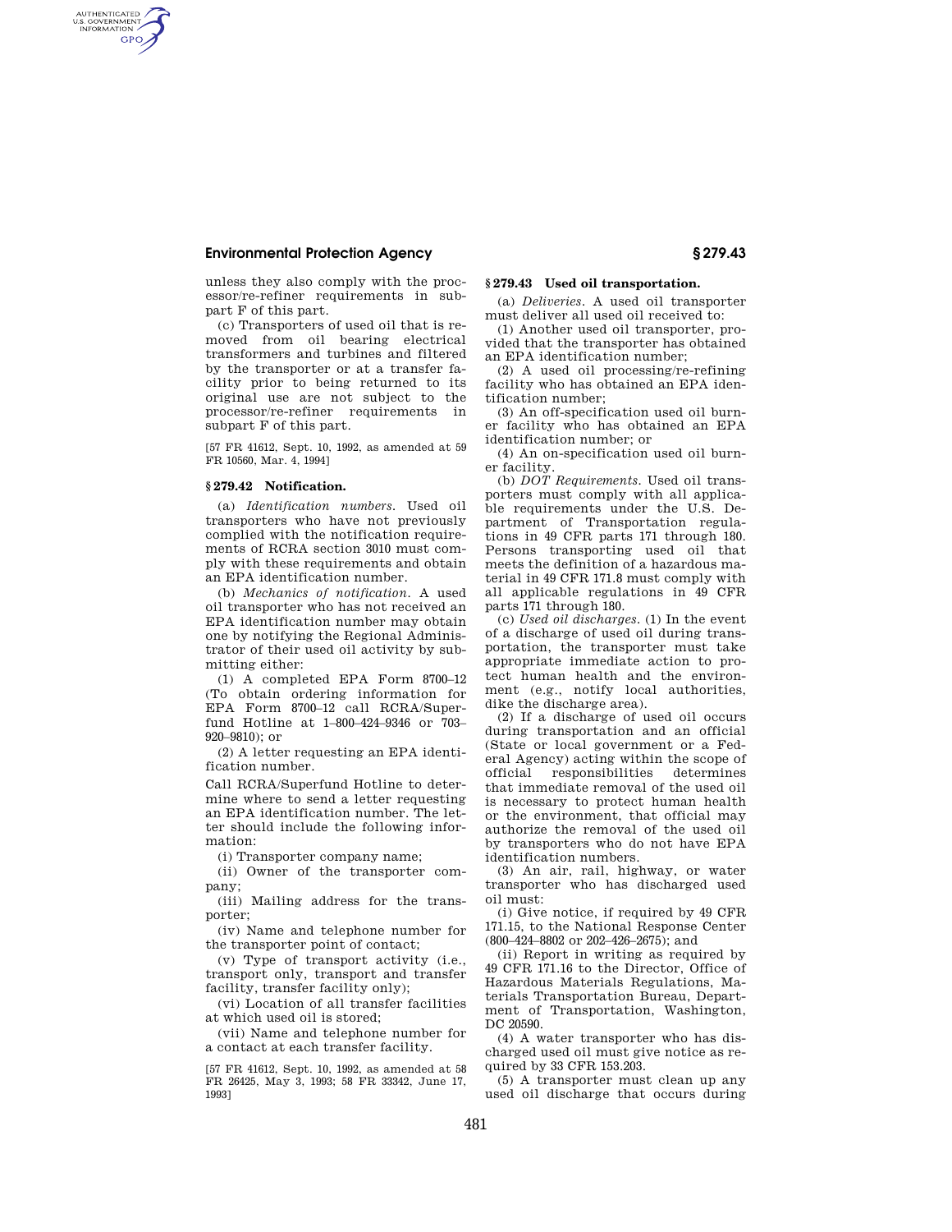unless they also comply with the processor/re-refiner requirements in subpart F of this part.

(c) Transporters of used oil that is removed from oil bearing electrical transformers and turbines and filtered by the transporter or at a transfer facility prior to being returned to its original use are not subject to the processor/re-refiner requirements in subpart F of this part.

[57 FR 41612, Sept. 10, 1992, as amended at 59 FR 10560, Mar. 4, 1994]

## § 279.42 Notification.

(a) *Identification numbers.* Used oil transporters who have not previously complied with the notification requirements of RCRA section 3010 must comply with these requirements and obtain an EPA identification number.

(b) *Mechanics of notification.* A used oil transporter who has not received an EPA identification number may obtain one by notifying the Regional Administrator of their used oil activity by submitting either:

(1) A completed EPA Form 8700–12 (To obtain ordering information for EPA Form 8700–12 call RCRA/Superfund Hotline at 1–800–424–9346 or 703–920–9810); or

(2) A letter requesting an EPA identification number.

Call RCRA/Superfund Hotline to determine where to send a letter requesting an EPA identification number. The letter should include the following information:

(i) Transporter company name;

(ii) Owner of the transporter company;

(iii) Mailing address for the transporter;

(iv) Name and telephone number for the transporter point of contact;

(v) Type of transport activity (i.e., transport only, transport and transfer facility, transfer facility only);

(vi) Location of all transfer facilities at which used oil is stored;

(vii) Name and telephone number for a contact at each transfer facility.

[57 FR 41612, Sept. 10, 1992, as amended at 58 FR 26425, May 3, 1993; 58 FR 33342, June 17, 1993]

## § 279.43 Used oil transportation.

(a) *Deliveries.* A used oil transporter must deliver all used oil received to:

(1) Another used oil transporter, provided that the transporter has obtained an EPA identification number;

(2) A used oil processing/re-refining facility who has obtained an EPA identification number;

(3) An off-specification used oil burner facility who has obtained an EPA identification number; or

(4) An on-specification used oil burner facility.

(b) *DOT Requirements.* Used oil transporters must comply with all applicable requirements under the U.S. Department of Transportation regulations in 49 CFR parts 171 through 180. Persons transporting used oil that meets the definition of a hazardous material in 49 CFR 171.8 must comply with all applicable regulations in 49 CFR parts 171 through 180.

(c) *Used oil discharges.* (1) In the event of a discharge of used oil during transportation, the transporter must take appropriate immediate action to protect human health and the environment (e.g., notify local authorities, dike the discharge area).

(2) If a discharge of used oil occurs during transportation and an official (State or local government or a Federal Agency) acting within the scope of official responsibilities determines that immediate removal of the used oil is necessary to protect human health or the environment, that official may authorize the removal of the used oil by transporters who do not have EPA identification numbers.

(3) An air, rail, highway, or water transporter who has discharged used oil must:

(i) Give notice, if required by 49 CFR 171.15, to the National Response Center (800–424–8802 or 202–426–2675); and

(ii) Report in writing as required by 49 CFR 171.16 to the Director, Office of Hazardous Materials Regulations, Materials Transportation Bureau, Department of Transportation, Washington, DC 20590.

(4) A water transporter who has discharged used oil must give notice as required by 33 CFR 153.203.

(5) A transporter must clean up any used oil discharge that occurs during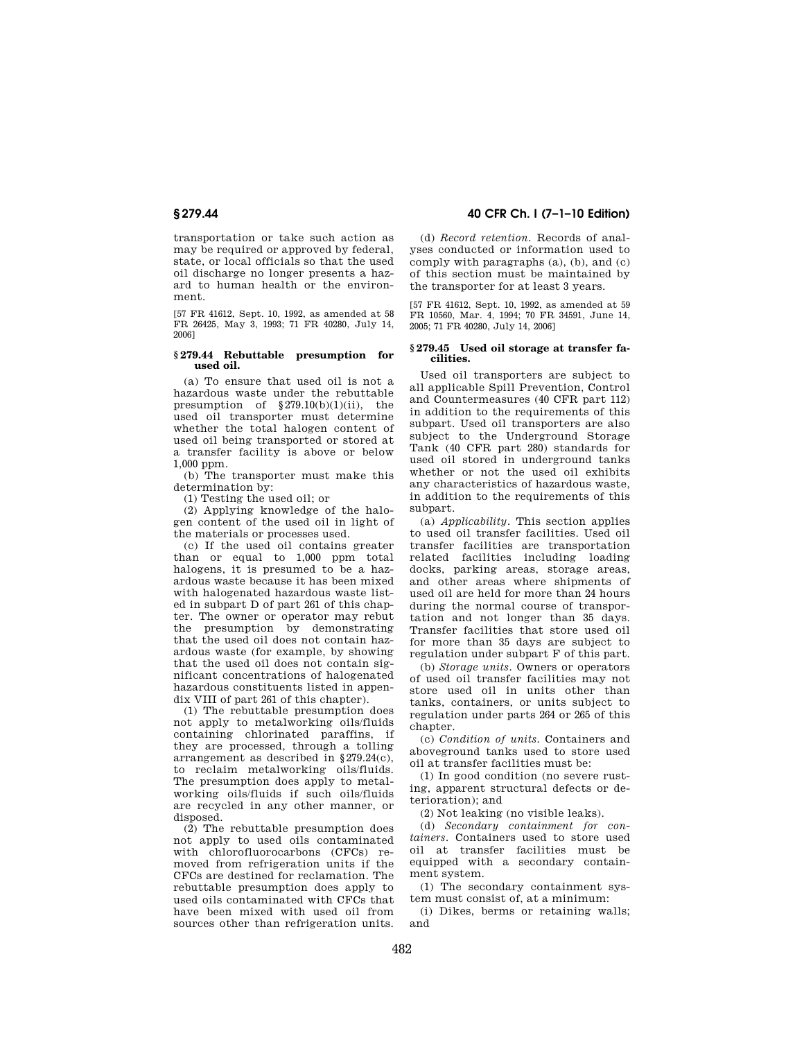transportation or take such action as may be required or approved by federal, state, or local officials so that the used oil discharge no longer presents a hazard to human health or the environment.

[57 FR 41612, Sept. 10, 1992, as amended at 58 FR 26425, May 3, 1993; 71 FR 40280, July 14, 2006]

### § 279.44 Rebuttable presumption for used oil.

(a) To ensure that used oil is not a hazardous waste under the rebuttable presumption of §279.10(b)(1)(ii), the used oil transporter must determine whether the total halogen content of used oil being transported or stored at a transfer facility is above or below 1,000 ppm.

(b) The transporter must make this determination by:

(1) Testing the used oil; or

(2) Applying knowledge of the halogen content of the used oil in light of the materials or processes used.

(c) If the used oil contains greater than or equal to 1,000 ppm total halogens, it is presumed to be a hazardous waste because it has been mixed with halogenated hazardous waste listed in subpart D of part 261 of this chapter. The owner or operator may rebut the presumption by demonstrating that the used oil does not contain hazardous waste (for example, by showing that the used oil does not contain significant concentrations of halogenated hazardous constituents listed in appendix VIII of part 261 of this chapter).

(1) The rebuttable presumption does not apply to metalworking oils/fluids containing chlorinated paraffins, if they are processed, through a tolling arrangement as described in §279.24(c), to reclaim metalworking oils/fluids. The presumption does apply to metalworking oils/fluids if such oils/fluids are recycled in any other manner, or disposed.

(2) The rebuttable presumption does not apply to used oils contaminated with chlorofluorocarbons (CFCs) removed from refrigeration units if the CFCs are destined for reclamation. The rebuttable presumption does apply to used oils contaminated with CFCs that have been mixed with used oil from sources other than refrigeration units.

(d) *Record retention*. Records of analyses conducted or information used to comply with paragraphs (a), (b), and (c) of this section must be maintained by the transporter for at least 3 years.

[57 FR 41612, Sept. 10, 1992, as amended at 59 FR 10560, Mar. 4, 1994; 70 FR 34591, June 14, 2005; 71 FR 40280, July 14, 2006]

### § 279.45 Used oil storage at transfer facilities.

Used oil transporters are subject to all applicable Spill Prevention, Control and Countermeasures (40 CFR part 112) in addition to the requirements of this subpart. Used oil transporters are also subject to the Underground Storage Tank (40 CFR part 280) standards for used oil stored in underground tanks whether or not the used oil exhibits any characteristics of hazardous waste, in addition to the requirements of this subpart.

(a) *Applicability*. This section applies to used oil transfer facilities. Used oil transfer facilities are transportation related facilities including loading docks, parking areas, storage areas, and other areas where shipments of used oil are held for more than 24 hours during the normal course of transportation and not longer than 35 days. Transfer facilities that store used oil for more than 35 days are subject to regulation under subpart F of this part.

(b) *Storage units*. Owners or operators of used oil transfer facilities may not store used oil in units other than tanks, containers, or units subject to regulation under parts 264 or 265 of this chapter.

(c) *Condition of units*. Containers and aboveground tanks used to store used oil at transfer facilities must be:

(1) In good condition (no severe rusting, apparent structural defects or deterioration); and

(2) Not leaking (no visible leaks).

(d) *Secondary containment for containers*. Containers used to store used oil at transfer facilities must be equipped with a secondary containment system.

(1) The secondary containment system must consist of, at a minimum:

(i) Dikes, berms or retaining walls; and